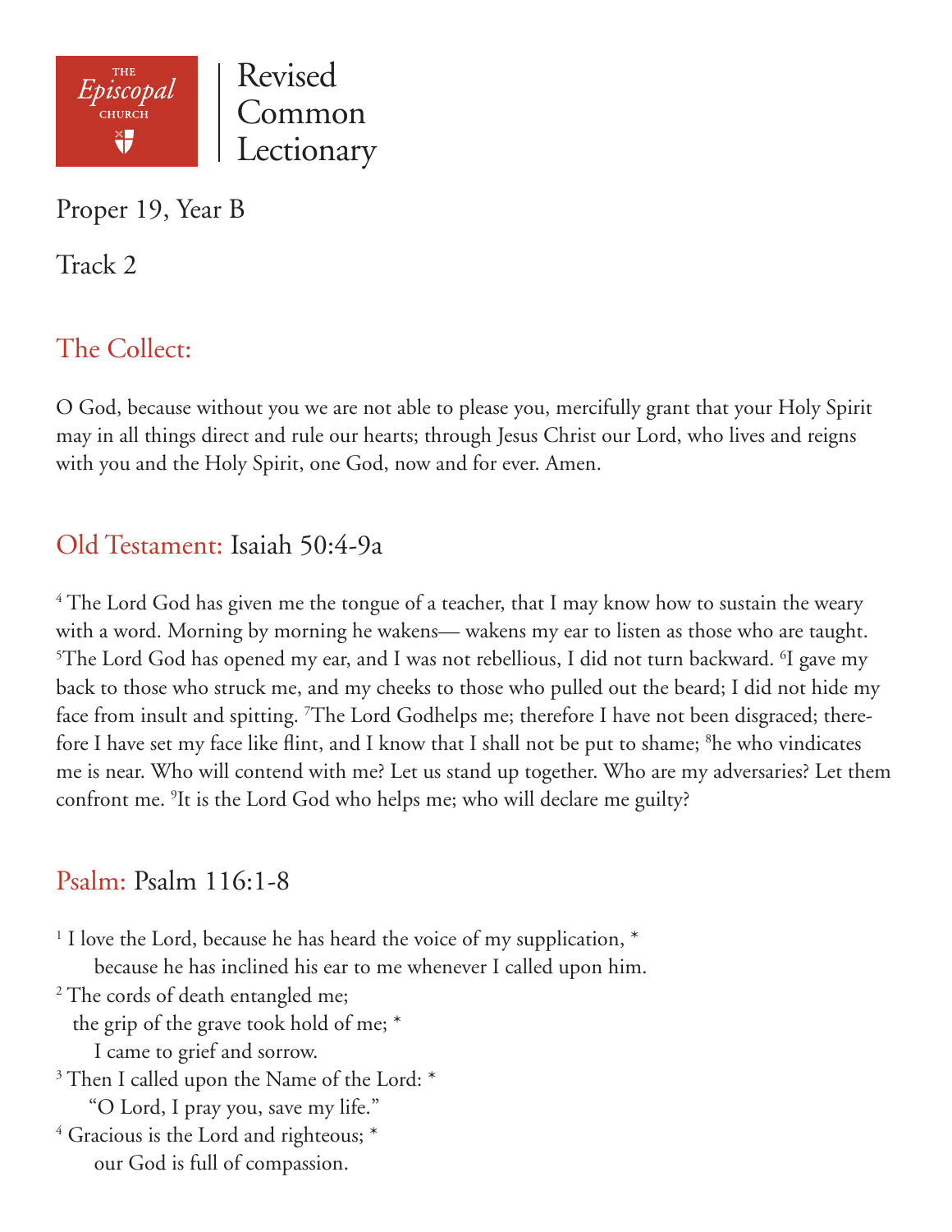THE Episcopal CHURCH

# Revised Common Lectionary

Proper 19, Year B

Track 2

## The Collect:

O God, because without you we are not able to please you, mercifully grant that your Holy Spirit may in all things direct and rule our hearts; through Jesus Christ our Lord, who lives and reigns with you and the Holy Spirit, one God, now and for ever. Amen.

## Old Testament: Isaiah 50:4-9a

[4] The Lord God has given me the tongue of a teacher, that I may know how to sustain the weary with a word. Morning by morning he wakens— wakens my ear to listen as those who are taught. [5]The Lord God has opened my ear, and I was not rebellious, I did not turn backward. [6]I gave my back to those who struck me, and my cheeks to those who pulled out the beard; I did not hide my face from insult and spitting. [7]The Lord Godhelps me; therefore I have not been disgraced; therefore I have set my face like flint, and I know that I shall not be put to shame; [8]he who vindicates me is near. Who will contend with me? Let us stand up together. Who are my adversaries? Let them confront me. [9]It is the Lord God who helps me; who will declare me guilty?

## Psalm: Psalm 116:1-8

[1] I love the Lord, because he has heard the voice of my supplication, *
  because he has inclined his ear to me whenever I called upon him.
[2] The cords of death entangled me;
 the grip of the grave took hold of me; *
  I came to grief and sorrow.
[3] Then I called upon the Name of the Lord: *
  "O Lord, I pray you, save my life."
[4] Gracious is the Lord and righteous; *
  our God is full of compassion.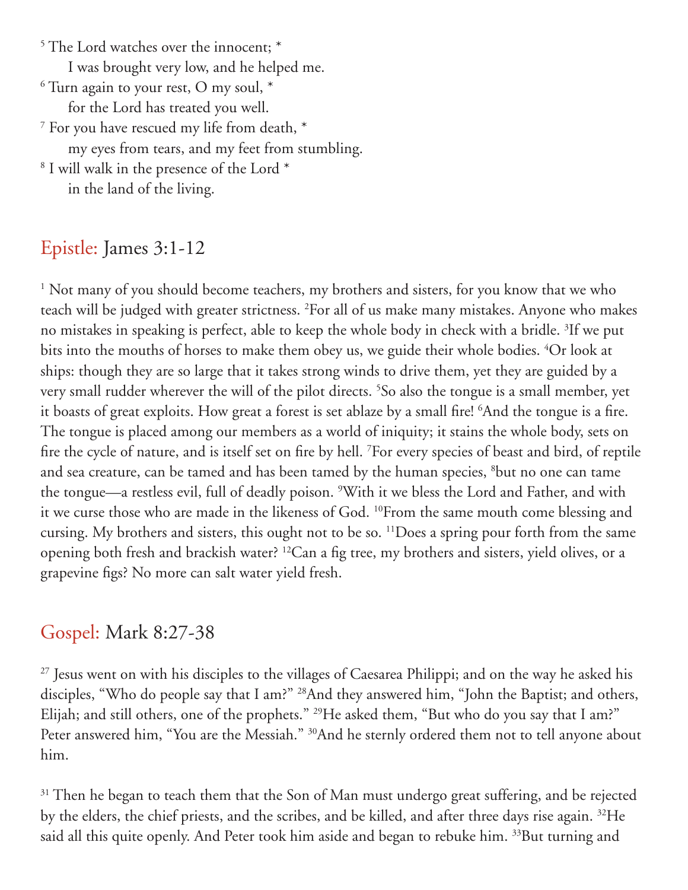[5] The Lord watches over the innocent; *
    I was brought very low, and he helped me.
[6] Turn again to your rest, O my soul, *
    for the Lord has treated you well.
[7] For you have rescued my life from death, *
    my eyes from tears, and my feet from stumbling.
[8] I will walk in the presence of the Lord *
    in the land of the living.

## Epistle: James 3:1-12

[1] Not many of you should become teachers, my brothers and sisters, for you know that we who teach will be judged with greater strictness. [2]For all of us make many mistakes. Anyone who makes no mistakes in speaking is perfect, able to keep the whole body in check with a bridle. [3]If we put bits into the mouths of horses to make them obey us, we guide their whole bodies. [4]Or look at ships: though they are so large that it takes strong winds to drive them, yet they are guided by a very small rudder wherever the will of the pilot directs. [5]So also the tongue is a small member, yet it boasts of great exploits. How great a forest is set ablaze by a small fire! [6]And the tongue is a fire. The tongue is placed among our members as a world of iniquity; it stains the whole body, sets on fire the cycle of nature, and is itself set on fire by hell. [7]For every species of beast and bird, of reptile and sea creature, can be tamed and has been tamed by the human species, [8]but no one can tame the tongue—a restless evil, full of deadly poison. [9]With it we bless the Lord and Father, and with it we curse those who are made in the likeness of God. [10]From the same mouth come blessing and cursing. My brothers and sisters, this ought not to be so. [11]Does a spring pour forth from the same opening both fresh and brackish water? [12]Can a fig tree, my brothers and sisters, yield olives, or a grapevine figs? No more can salt water yield fresh.

## Gospel: Mark 8:27-38

[27] Jesus went on with his disciples to the villages of Caesarea Philippi; and on the way he asked his disciples, "Who do people say that I am?" [28]And they answered him, "John the Baptist; and others, Elijah; and still others, one of the prophets." [29]He asked them, "But who do you say that I am?" Peter answered him, "You are the Messiah." [30]And he sternly ordered them not to tell anyone about him.

[31] Then he began to teach them that the Son of Man must undergo great suffering, and be rejected by the elders, the chief priests, and the scribes, and be killed, and after three days rise again. [32]He said all this quite openly. And Peter took him aside and began to rebuke him. [33]But turning and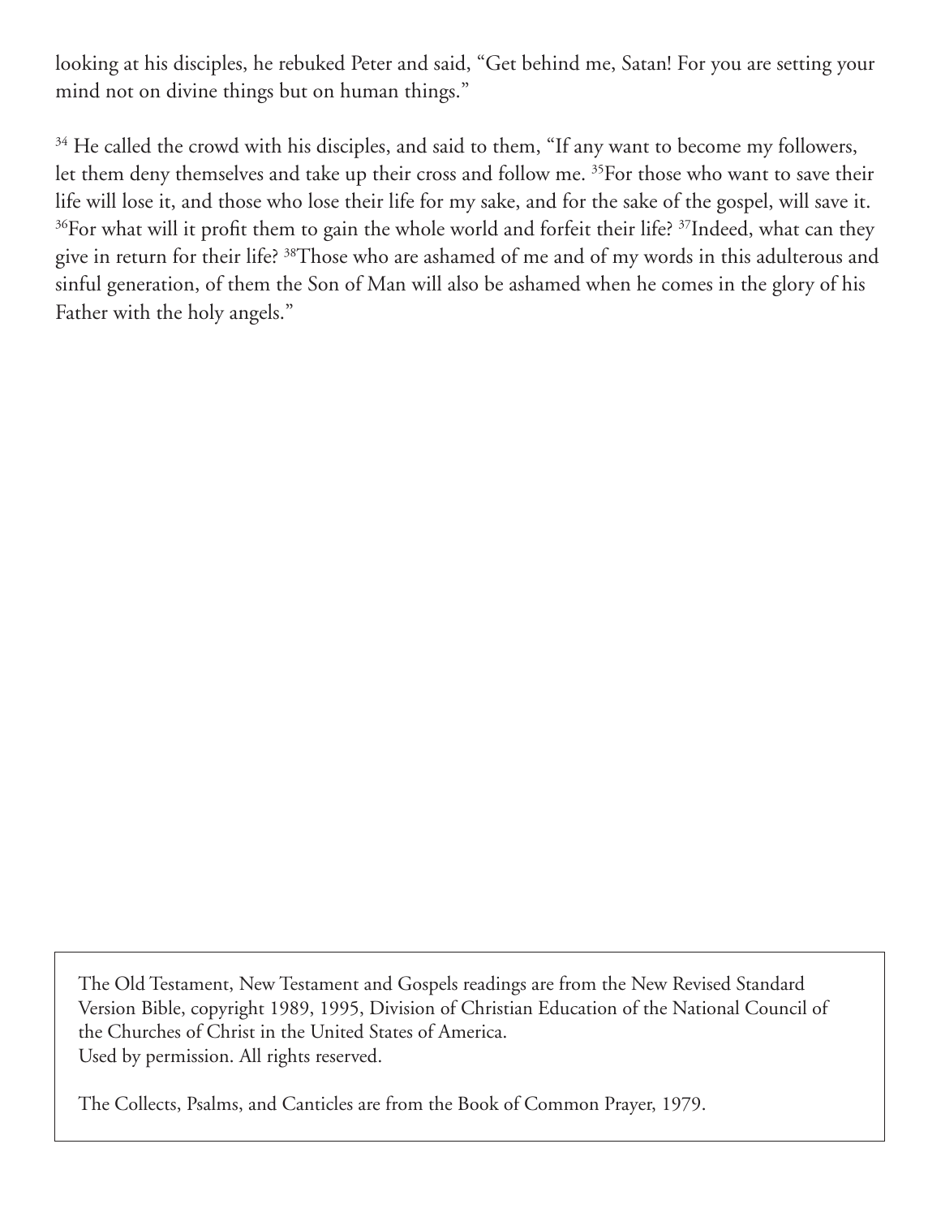looking at his disciples, he rebuked Peter and said, "Get behind me, Satan! For you are setting your mind not on divine things but on human things."

[34] He called the crowd with his disciples, and said to them, "If any want to become my followers, let them deny themselves and take up their cross and follow me. [35]For those who want to save their life will lose it, and those who lose their life for my sake, and for the sake of the gospel, will save it. [36]For what will it profit them to gain the whole world and forfeit their life? [37]Indeed, what can they give in return for their life? [38]Those who are ashamed of me and of my words in this adulterous and sinful generation, of them the Son of Man will also be ashamed when he comes in the glory of his Father with the holy angels."

The Old Testament, New Testament and Gospels readings are from the New Revised Standard Version Bible, copyright 1989, 1995, Division of Christian Education of the National Council of the Churches of Christ in the United States of America.
Used by permission. All rights reserved.

The Collects, Psalms, and Canticles are from the Book of Common Prayer, 1979.